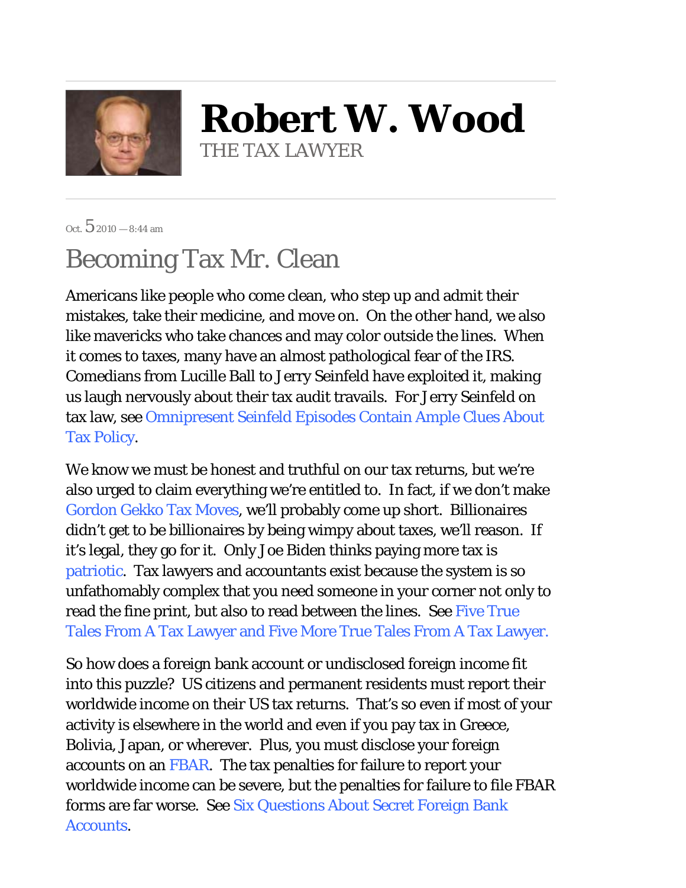# Robert W. Wood

THE TAX LAWYER

Oct. 5 2010 — 8:44 am

## Becoming Tax Mr. Clean

Americans like people who come clean, who step up and admit their mistakes, take their medicine, and move on. On the other hand, we also like mavericks who take chances and may color outside the lines. When it comes to taxes, many have an almost pathological fear of the IRS. Comedians from Lucille Ball to Jerry Seinfeld have exploited it, making us laugh nervously about their tax audit travails. For Jerry Seinfeld on tax law, see Omnipresent Seinfeld Episodes Contain Ample Clues About Tax Policy.

We know we must be honest and truthful on our tax returns, but we're also urged to claim everything we're entitled to. In fact, if we don't make Gordon Gekko Tax Moves, we'll probably come up short. Billionaires didn't get to be billionaires by being wimpy about taxes, we'll reason. If it's legal, they go for it. Only Joe Biden thinks paying more tax is patriotic. Tax lawyers and accountants exist because the system is so unfathomably complex that you need someone in your corner not only to read the fine print, but also to read between the lines. See Five True Tales From A Tax Lawyer and Five More True Tales From A Tax Lawyer.

So how does a foreign bank account or undisclosed foreign income fit into this puzzle? US citizens and permanent residents must report their worldwide income on their US tax returns. That's so even if most of your activity is elsewhere in the world and even if you pay tax in Greece, Bolivia, Japan, or wherever. Plus, you must disclose your foreign accounts on an FBAR. The tax penalties for failure to report your worldwide income can be severe, but the penalties for failure to file FBAR forms are far worse. See Six Questions About Secret Foreign Bank Accounts.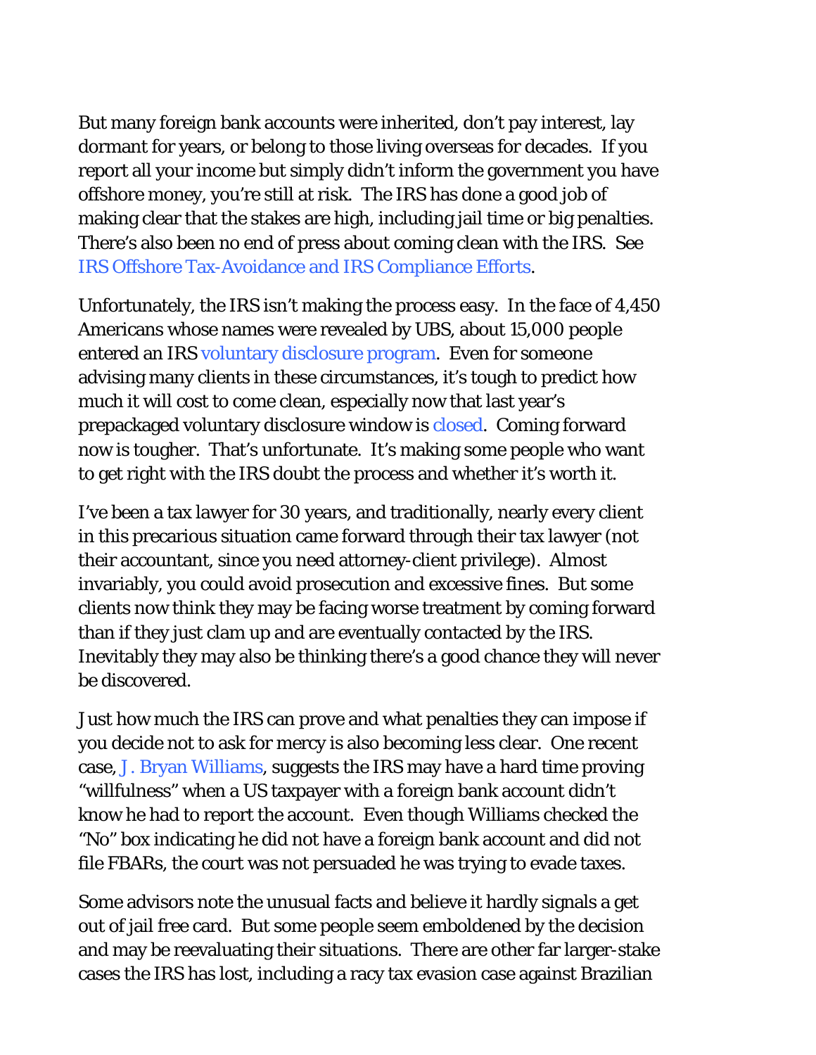But many foreign bank accounts were inherited, don't pay interest, lay dormant for years, or belong to those living overseas for decades. If you report all your income but simply didn't inform the government you have offshore money, you're still at risk. The IRS has done a good job of making clear that the stakes are high, including jail time or big penalties. There's also been no end of press about coming clean with the IRS. See [IRS Offshore Tax-Avoidance and IRS Compliance Efforts](#).

Unfortunately, the IRS isn't making the process easy. In the face of 4,450 Americans whose names were revealed by UBS, about 15,000 people entered an IRS [voluntary disclosure program](#). Even for someone advising many clients in these circumstances, it's tough to predict how much it will cost to come clean, especially now that last year's prepackaged voluntary disclosure window is [closed](#). Coming forward now is tougher. That's unfortunate. It's making some people who want to get right with the IRS doubt the process and whether it's worth it.

I've been a tax lawyer for 30 years, and traditionally, nearly every client in this precarious situation came forward through their tax lawyer (not their accountant, since you need attorney-client privilege). Almost invariably, you could avoid prosecution and excessive fines. But some clients now think they may be facing worse treatment by coming forward than if they just clam up and are eventually contacted by the IRS. Inevitably they may also be thinking there's a good chance they will never be discovered.

Just how much the IRS can prove and what penalties they can impose if you decide not to ask for mercy is also becoming less clear. One recent case, [J. Bryan Williams](#), suggests the IRS may have a hard time proving "willfulness" when a US taxpayer with a foreign bank account didn't know he had to report the account. Even though Williams checked the "No" box indicating he did not have a foreign bank account and did not file FBARs, the court was not persuaded he was trying to evade taxes.

Some advisors note the unusual facts and believe it hardly signals a get out of jail free card. But some people seem emboldened by the decision and may be reevaluating their situations. There are other far larger-stake cases the IRS has lost, including a racy tax evasion case against Brazilian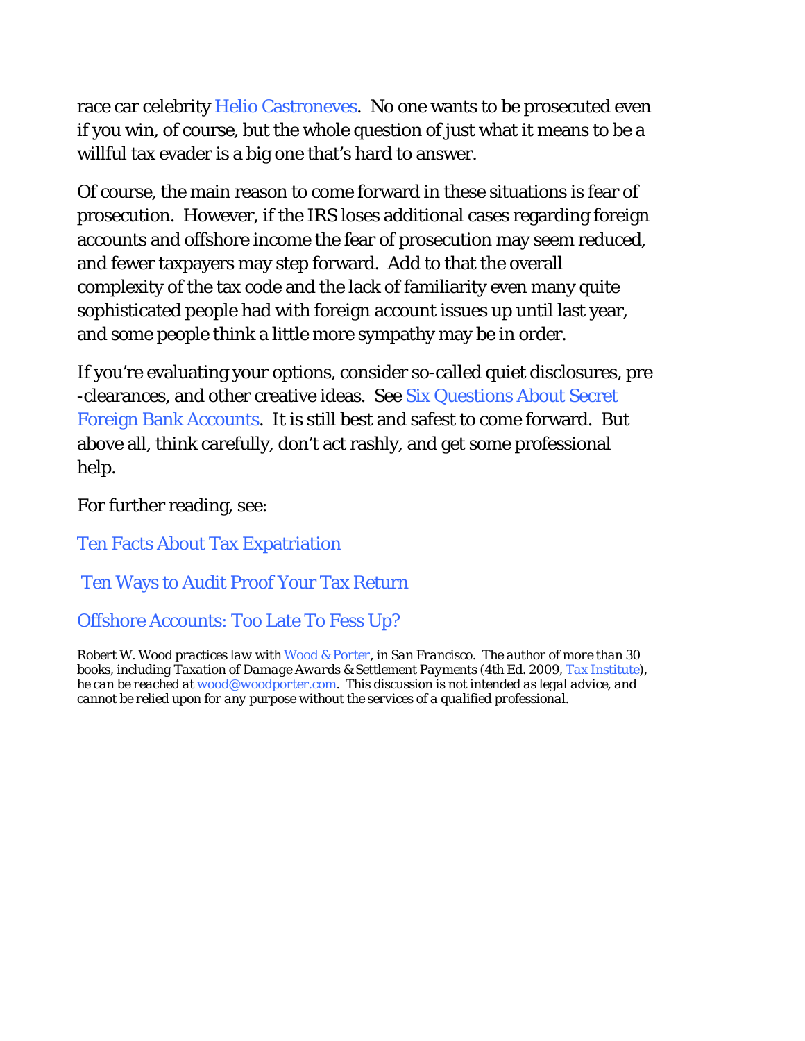race car celebrity Helio Castroneves. No one wants to be prosecuted even if you win, of course, but the whole question of just what it means to be a willful tax evader is a big one that's hard to answer.

Of course, the main reason to come forward in these situations is fear of prosecution. However, if the IRS loses additional cases regarding foreign accounts and offshore income the fear of prosecution may seem reduced, and fewer taxpayers may step forward. Add to that the overall complexity of the tax code and the lack of familiarity even many quite sophisticated people had with foreign account issues up until last year, and some people think a little more sympathy may be in order.

If you're evaluating your options, consider so-called quiet disclosures, pre-clearances, and other creative ideas. See Six Questions About Secret Foreign Bank Accounts. It is still best and safest to come forward. But above all, think carefully, don't act rashly, and get some professional help.

For further reading, see:

Ten Facts About Tax Expatriation

Ten Ways to Audit Proof Your Tax Return

Offshore Accounts: Too Late To Fess Up?

*Robert W. Wood practices law with Wood & Porter, in San Francisco. The author of more than 30 books, including Taxation of Damage Awards & Settlement Payments (4th Ed. 2009, Tax Institute), he can be reached at wood@woodporter.com. This discussion is not intended as legal advice, and cannot be relied upon for any purpose without the services of a qualified professional.*